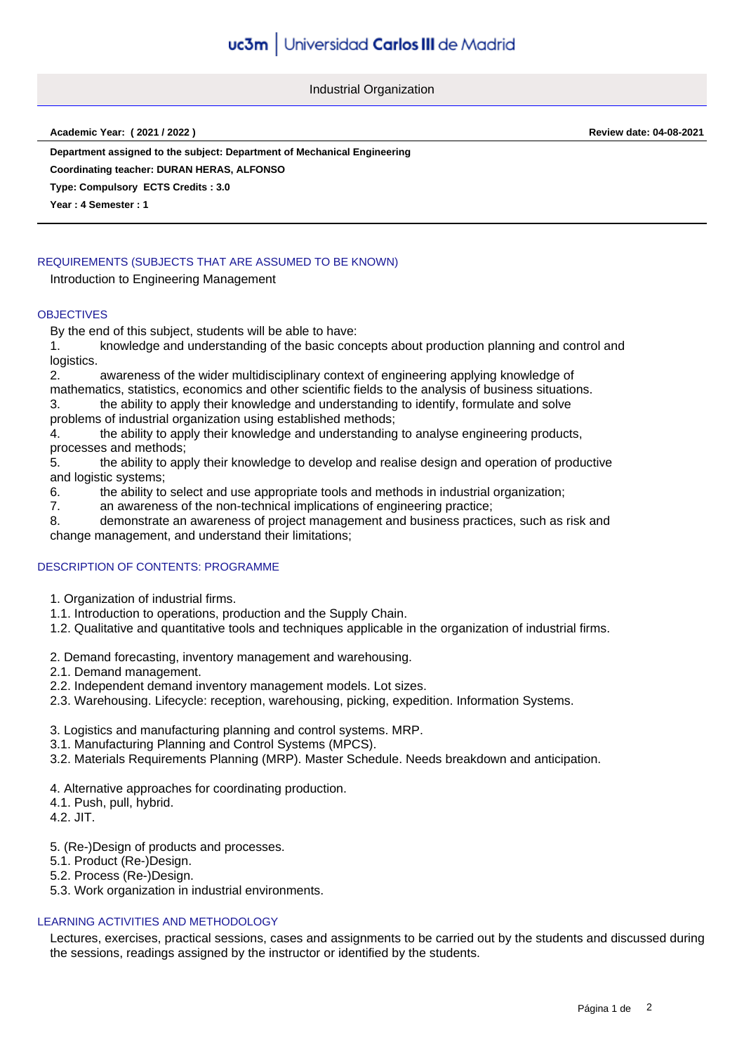# Industrial Organization

**Academic Year: ( 2021 / 2022 )** **Review date: 04-08-2021**

**Department assigned to the subject: Department of Mechanical Engineering**

**Coordinating teacher: DURAN HERAS, ALFONSO**

**Type: Compulsory ECTS Credits : 3.0**

**Year : 4 Semester : 1**

## REQUIREMENTS (SUBJECTS THAT ARE ASSUMED TO BE KNOWN)

Introduction to Engineering Management

## OBJECTIVES

By the end of this subject, students will be able to have:

1. knowledge and understanding of the basic concepts about production planning and control and logistics.
2. awareness of the wider multidisciplinary context of engineering applying knowledge of mathematics, statistics, economics and other scientific fields to the analysis of business situations.
3. the ability to apply their knowledge and understanding to identify, formulate and solve problems of industrial organization using established methods;
4. the ability to apply their knowledge and understanding to analyse engineering products, processes and methods;
5. the ability to apply their knowledge to develop and realise design and operation of productive and logistic systems;
6. the ability to select and use appropriate tools and methods in industrial organization;
7. an awareness of the non-technical implications of engineering practice;
8. demonstrate an awareness of project management and business practices, such as risk and change management, and understand their limitations;

## DESCRIPTION OF CONTENTS: PROGRAMME

1. Organization of industrial firms.
1.1. Introduction to operations, production and the Supply Chain.
1.2. Qualitative and quantitative tools and techniques applicable in the organization of industrial firms.

2. Demand forecasting, inventory management and warehousing.
2.1. Demand management.
2.2. Independent demand inventory management models. Lot sizes.
2.3. Warehousing. Lifecycle: reception, warehousing, picking, expedition. Information Systems.

3. Logistics and manufacturing planning and control systems. MRP.
3.1. Manufacturing Planning and Control Systems (MPCS).
3.2. Materials Requirements Planning (MRP). Master Schedule. Needs breakdown and anticipation.

4. Alternative approaches for coordinating production.
4.1. Push, pull, hybrid.
4.2. JIT.

5. (Re-)Design of products and processes.
5.1. Product (Re-)Design.
5.2. Process (Re-)Design.
5.3. Work organization in industrial environments.

## LEARNING ACTIVITIES AND METHODOLOGY

Lectures, exercises, practical sessions, cases and assignments to be carried out by the students and discussed during the sessions, readings assigned by the instructor or identified by the students.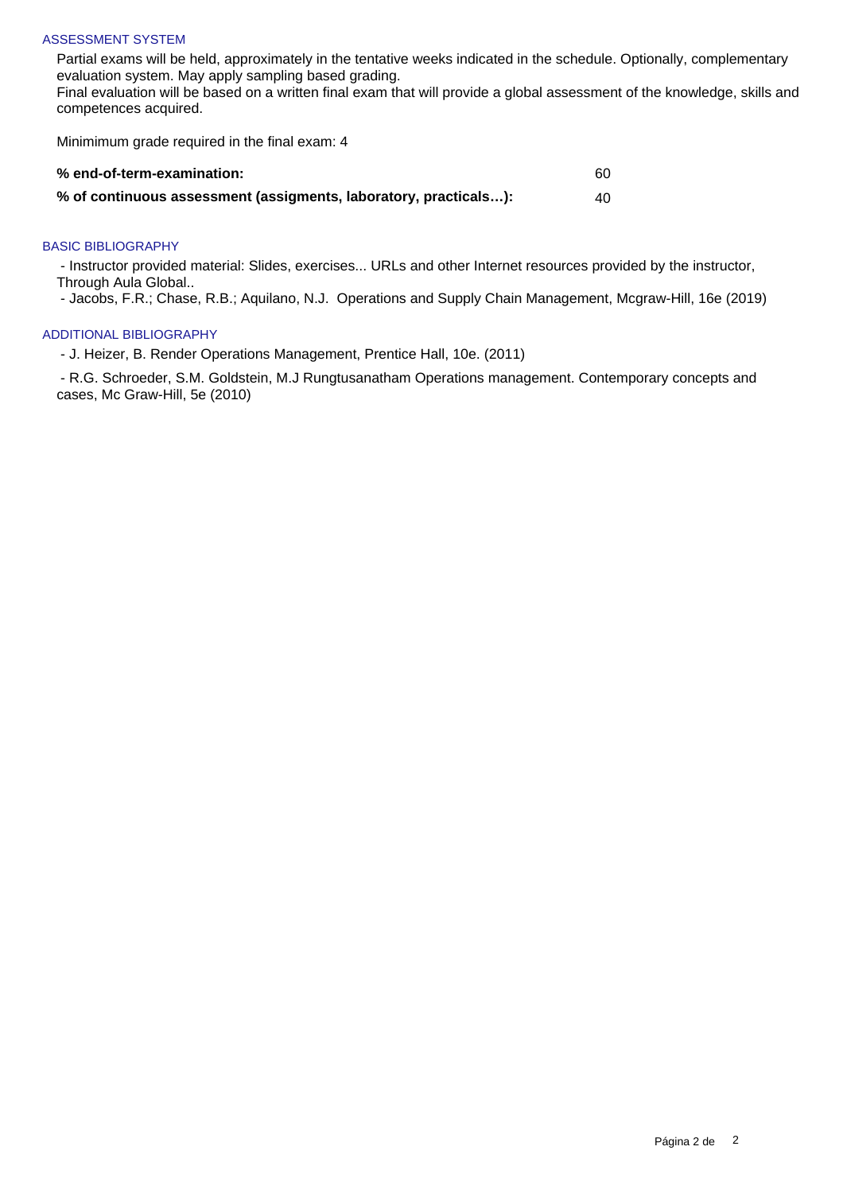## ASSESSMENT SYSTEM

Partial exams will be held, approximately in the tentative weeks indicated in the schedule. Optionally, complementary evaluation system. May apply sampling based grading.
Final evaluation will be based on a written final exam that will provide a global assessment of the knowledge, skills and competences acquired.

Minimimum grade required in the final exam: 4

| | |
|---|---|
| **% end-of-term-examination:** | 60 |
| **% of continuous assessment (assigments, laboratory, practicals…):** | 40 |

## BASIC BIBLIOGRAPHY

- Instructor provided material: Slides, exercises... URLs and other Internet resources provided by the instructor, Through Aula Global..
- Jacobs, F.R.; Chase, R.B.; Aquilano, N.J. Operations and Supply Chain Management, Mcgraw-Hill, 16e (2019)

## ADDITIONAL BIBLIOGRAPHY

- J. Heizer, B. Render Operations Management, Prentice Hall, 10e. (2011)
- R.G. Schroeder, S.M. Goldstein, M.J Rungtusanatham Operations management. Contemporary concepts and cases, Mc Graw-Hill, 5e (2010)